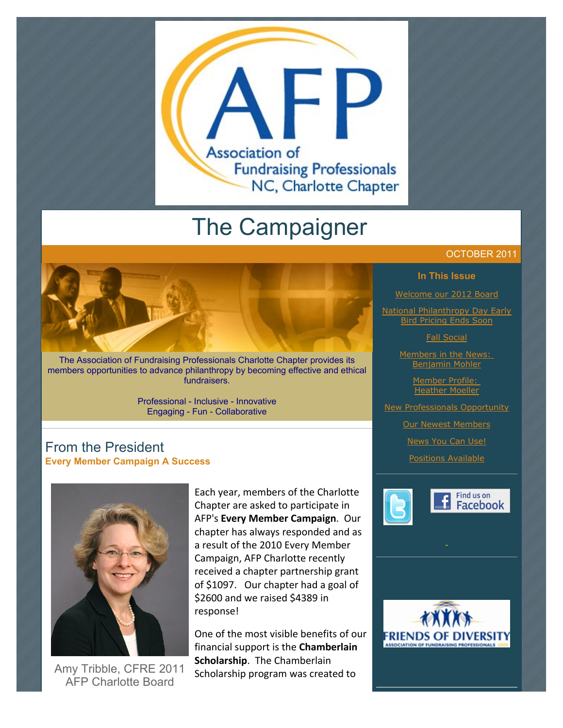Association of Fundraising Professionals NC, Charlotte Chapter

# The Campaigner

OCTOBER 2011

The Association of Fundraising Professionals Charlotte Chapter provides its members opportunities to advance philanthropy by becoming effective and ethical fundraisers.

Professional - Inclusive - Innovative
Engaging - Fun - Collaborative

**In This Issue**

- Welcome our 2012 Board
- National Philanthropy Day Early Bird Pricing Ends Soon
- Fall Social
- Members in the News: Benjamin Mohler
- Member Profile: Heather Moeller
- New Professionals Opportunity
- Our Newest Members
- News You Can Use!
- Positions Available

## From the President

**Every Member Campaign A Success**

Amy Tribble, CFRE 2011 AFP Charlotte Board

Each year, members of the Charlotte Chapter are asked to participate in AFP's **Every Member Campaign**. Our chapter has always responded and as a result of the 2010 Every Member Campaign, AFP Charlotte recently received a chapter partnership grant of $1097. Our chapter had a goal of $2600 and we raised $4389 in response!

One of the most visible benefits of our financial support is the **Chamberlain Scholarship**. The Chamberlain Scholarship program was created to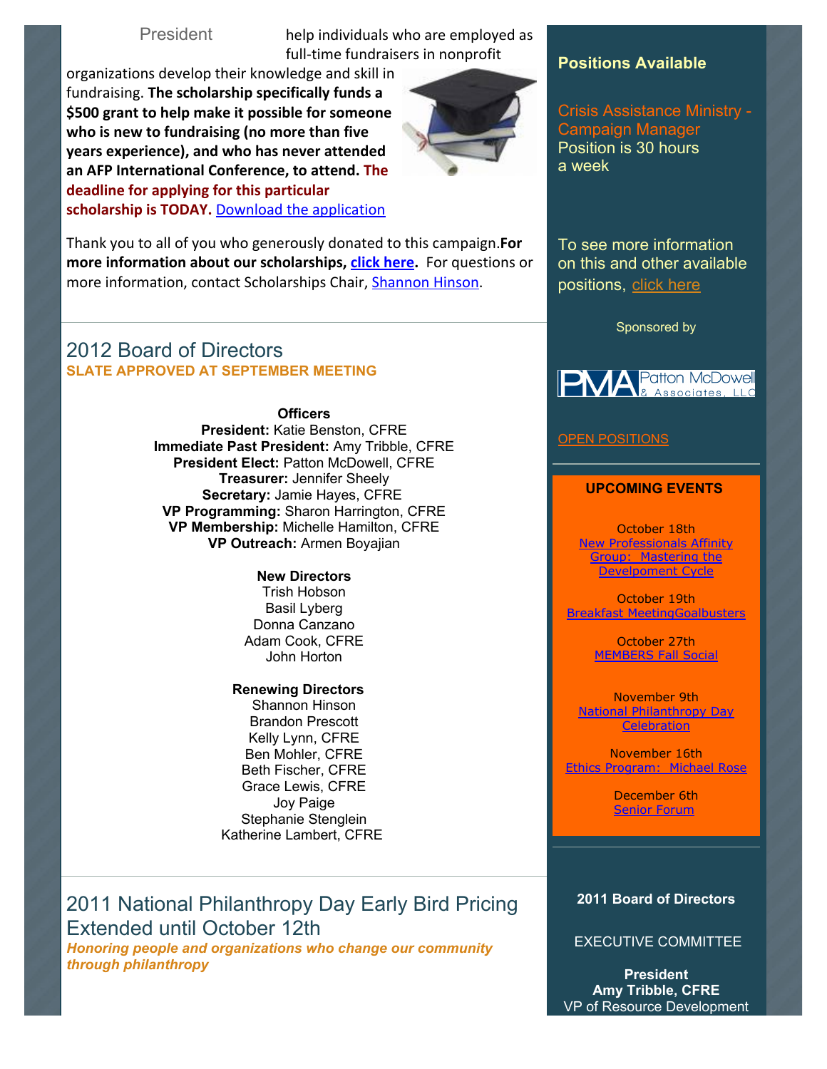President

help individuals who are employed as full-time fundraisers in nonprofit organizations develop their knowledge and skill in fundraising. **The scholarship specifically funds a $500 grant to help make it possible for someone who is new to fundraising (no more than five years experience), and who has never attended an AFP International Conference, to attend. The deadline for applying for this particular scholarship is TODAY.** [Download the application](#)

Thank you to all of you who generously donated to this campaign.**For more information about our scholarships, [click here](#).** For questions or more information, contact Scholarships Chair, [Shannon Hinson](#).

## 2012 Board of Directors

**SLATE APPROVED AT SEPTEMBER MEETING**

**Officers**
**President:** Katie Benston, CFRE
**Immediate Past President:** Amy Tribble, CFRE
**President Elect:** Patton McDowell, CFRE
**Treasurer:** Jennifer Sheely
**Secretary:** Jamie Hayes, CFRE
**VP Programming:** Sharon Harrington, CFRE
**VP Membership:** Michelle Hamilton, CFRE
**VP Outreach:** Armen Boyajian

**New Directors**
Trish Hobson
Basil Lyberg
Donna Canzano
Adam Cook, CFRE
John Horton

**Renewing Directors**
Shannon Hinson
Brandon Prescott
Kelly Lynn, CFRE
Ben Mohler, CFRE
Beth Fischer, CFRE
Grace Lewis, CFRE
Joy Paige
Stephanie Stenglein
Katherine Lambert, CFRE

## 2011 National Philanthropy Day Early Bird Pricing Extended until October 12th

***Honoring people and organizations who change our community through philanthropy***

**Positions Available**

Crisis Assistance Ministry - Campaign Manager
Position is 30 hours a week

To see more information on this and other available positions, [click here](#)

Sponsored by

Patton McDowell & Associates, LLC

[OPEN POSITIONS](#)

**UPCOMING EVENTS**

October 18th
[New Professionals Affinity Group: Mastering the Develpoment Cycle](#)

October 19th
[Breakfast MeetingGoalbusters](#)

October 27th
[MEMBERS Fall Social](#)

November 9th
[National Philanthropy Day Celebration](#)

November 16th
[Ethics Program: Michael Rose](#)

December 6th
[Senior Forum](#)

**2011 Board of Directors**

EXECUTIVE COMMITTEE

**President**
**Amy Tribble, CFRE**
VP of Resource Development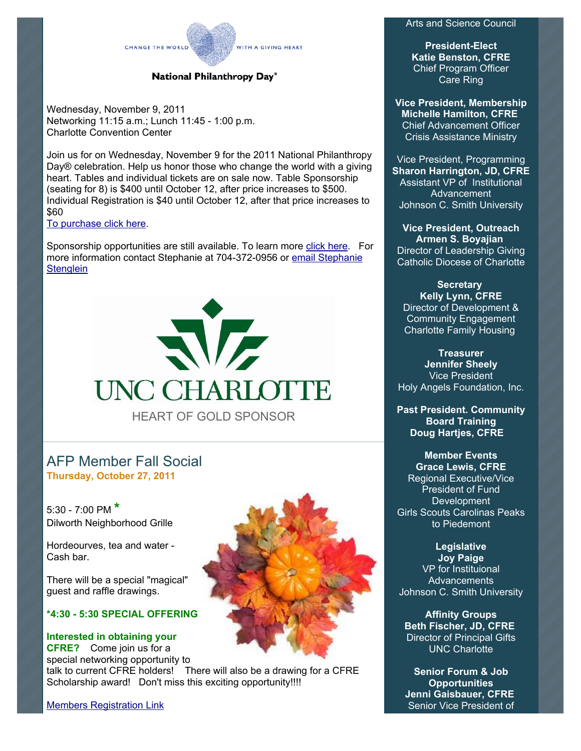CHANGE THE WORLD WITH A GIVING HEART

**National Philanthropy Day®**

Wednesday, November 9, 2011
Networking 11:15 a.m.; Lunch 11:45 - 1:00 p.m.
Charlotte Convention Center

Join us for on Wednesday, November 9 for the 2011 National Philanthropy Day® celebration. Help us honor those who change the world with a giving heart. Tables and individual tickets are on sale now. Table Sponsorship (seating for 8) is $400 until October 12, after price increases to $500. Individual Registration is $40 until October 12, after that price increases to $60
To purchase click here.

Sponsorship opportunities are still available. To learn more click here. For more information contact Stephanie at 704-372-0956 or email Stephanie Stenglein

UNC CHARLOTTE
HEART OF GOLD SPONSOR

## AFP Member Fall Social

**Thursday, October 27, 2011**

5:30 - 7:00 PM *
Dilworth Neighborhood Grille

Hordeourves, tea and water - Cash bar.

There will be a special "magical" guest and raffle drawings.

**\*4:30 - 5:30 SPECIAL OFFERING**

**Interested in obtaining your CFRE?** Come join us for a special networking opportunity to talk to current CFRE holders! There will also be a drawing for a CFRE Scholarship award! Don't miss this exciting opportunity!!!!

Members Registration Link

Arts and Science Council

**President-Elect**
**Katie Benston, CFRE**
Chief Program Officer
Care Ring

**Vice President, Membership**
**Michelle Hamilton, CFRE**
Chief Advancement Officer
Crisis Assistance Ministry

Vice President, Programming
**Sharon Harrington, JD, CFRE**
Assistant VP of Institutional Advancement
Johnson C. Smith University

**Vice President, Outreach**
**Armen S. Boyajian**
Director of Leadership Giving
Catholic Diocese of Charlotte

**Secretary**
**Kelly Lynn, CFRE**
Director of Development & Community Engagement
Charlotte Family Housing

**Treasurer**
**Jennifer Sheely**
Vice President
Holy Angels Foundation, Inc.

**Past President. Community Board Training**
**Doug Hartjes, CFRE**

**Member Events**
**Grace Lewis, CFRE**
Regional Executive/Vice President of Fund Development
Girls Scouts Carolinas Peaks to Piedemont

**Legislative**
**Joy Paige**
VP for Instituional Advancements
Johnson C. Smith University

**Affinity Groups**
**Beth Fischer, JD, CFRE**
Director of Principal Gifts
UNC Charlotte

**Senior Forum & Job Opportunities**
**Jenni Gaisbauer, CFRE**
Senior Vice President of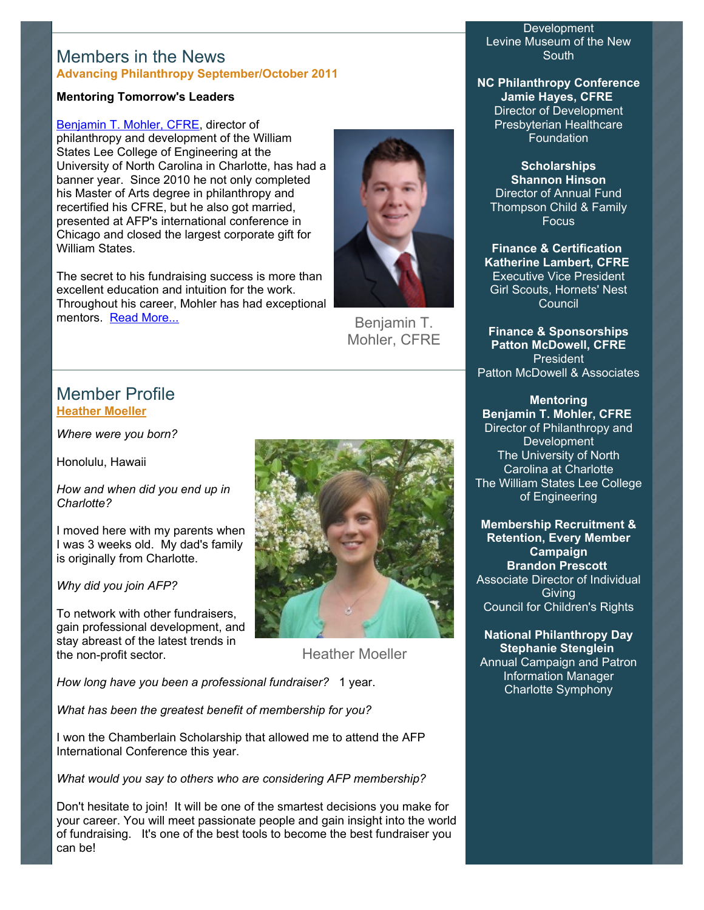## Members in the News

**Advancing Philanthropy September/October 2011**

**Mentoring Tomorrow's Leaders**

Benjamin T. Mohler, CFRE, director of philanthropy and development of the William States Lee College of Engineering at the University of North Carolina in Charlotte, has had a banner year. Since 2010 he not only completed his Master of Arts degree in philanthropy and recertified his CFRE, but he also got married, presented at AFP's international conference in Chicago and closed the largest corporate gift for William States.

The secret to his fundraising success is more than excellent education and intuition for the work. Throughout his career, Mohler has had exceptional mentors. Read More...

Benjamin T. Mohler, CFRE

## Member Profile

**Heather Moeller**

*Where were you born?*

Honolulu, Hawaii

*How and when did you end up in Charlotte?*

I moved here with my parents when I was 3 weeks old. My dad's family is originally from Charlotte.

*Why did you join AFP?*

To network with other fundraisers, gain professional development, and stay abreast of the latest trends in the non-profit sector.

Heather Moeller

*How long have you been a professional fundraiser?* 1 year.

*What has been the greatest benefit of membership for you?*

I won the Chamberlain Scholarship that allowed me to attend the AFP International Conference this year.

*What would you say to others who are considering AFP membership?*

Don't hesitate to join! It will be one of the smartest decisions you make for your career. You will meet passionate people and gain insight into the world of fundraising. It's one of the best tools to become the best fundraiser you can be!

Development
Levine Museum of the New South

**NC Philanthropy Conference**
**Jamie Hayes, CFRE**
Director of Development
Presbyterian Healthcare Foundation

**Scholarships**
**Shannon Hinson**
Director of Annual Fund
Thompson Child & Family Focus

**Finance & Certification**
**Katherine Lambert, CFRE**
Executive Vice President
Girl Scouts, Hornets' Nest Council

**Finance & Sponsorships**
**Patton McDowell, CFRE**
President
Patton McDowell & Associates

**Mentoring**
**Benjamin T. Mohler, CFRE**
Director of Philanthropy and Development
The University of North Carolina at Charlotte
The William States Lee College of Engineering

**Membership Recruitment & Retention, Every Member Campaign**
**Brandon Prescott**
Associate Director of Individual Giving
Council for Children's Rights

**National Philanthropy Day**
**Stephanie Stenglein**
Annual Campaign and Patron Information Manager
Charlotte Symphony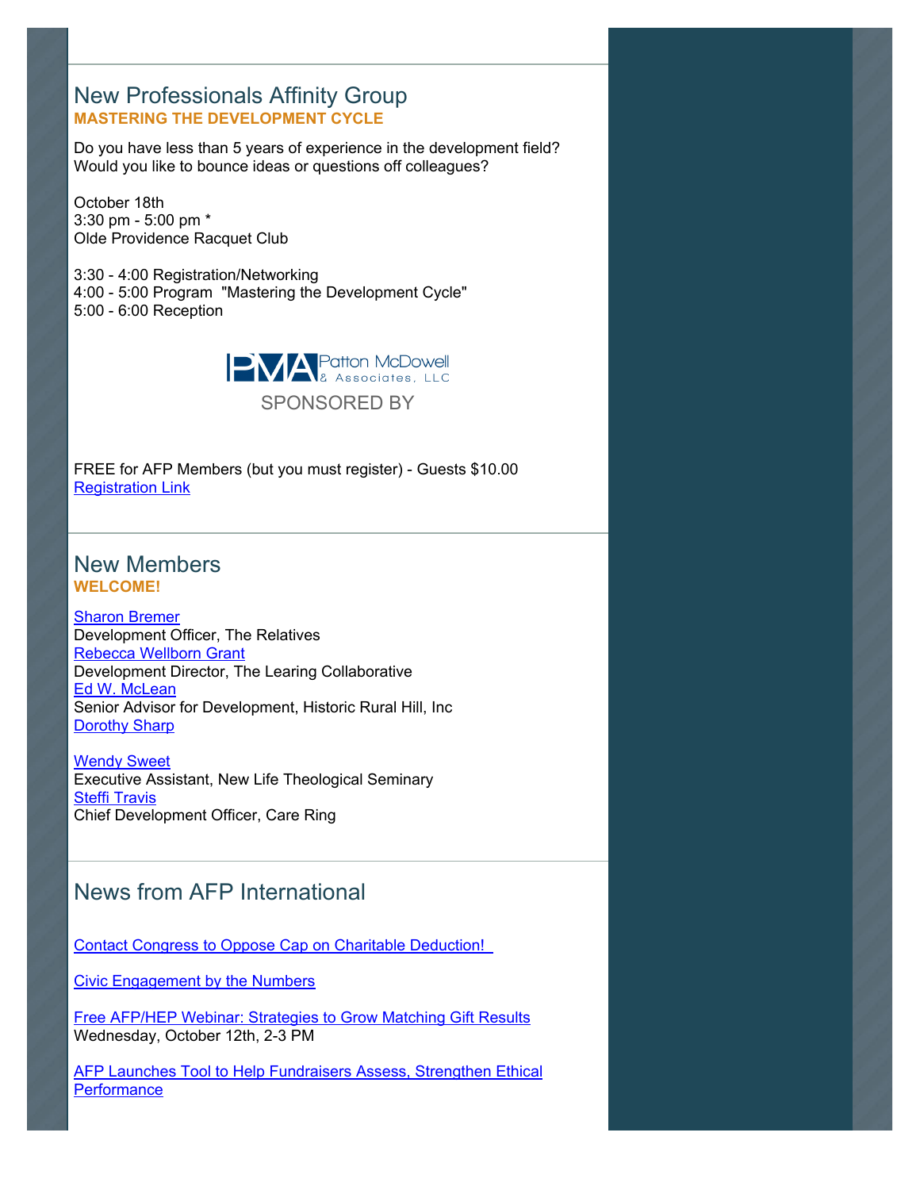## New Professionals Affinity Group

**MASTERING THE DEVELOPMENT CYCLE**

Do you have less than 5 years of experience in the development field? Would you like to bounce ideas or questions off colleagues?

October 18th
3:30 pm - 5:00 pm *
Olde Providence Racquet Club

3:30 - 4:00 Registration/Networking
4:00 - 5:00 Program "Mastering the Development Cycle"
5:00 - 6:00 Reception

PMA Patton McDowell & Associates, LLC

SPONSORED BY

FREE for AFP Members (but you must register) - Guests $10.00
[Registration Link]

## New Members

**WELCOME!**

[Sharon Bremer]
Development Officer, The Relatives
[Rebecca Wellborn Grant]
Development Director, The Learing Collaborative
[Ed W. McLean]
Senior Advisor for Development, Historic Rural Hill, Inc
[Dorothy Sharp]

[Wendy Sweet]
Executive Assistant, New Life Theological Seminary
[Steffi Travis]
Chief Development Officer, Care Ring

## News from AFP International

[Contact Congress to Oppose Cap on Charitable Deduction!]

[Civic Engagement by the Numbers]

[Free AFP/HEP Webinar: Strategies to Grow Matching Gift Results]
Wednesday, October 12th, 2-3 PM

[AFP Launches Tool to Help Fundraisers Assess, Strengthen Ethical Performance]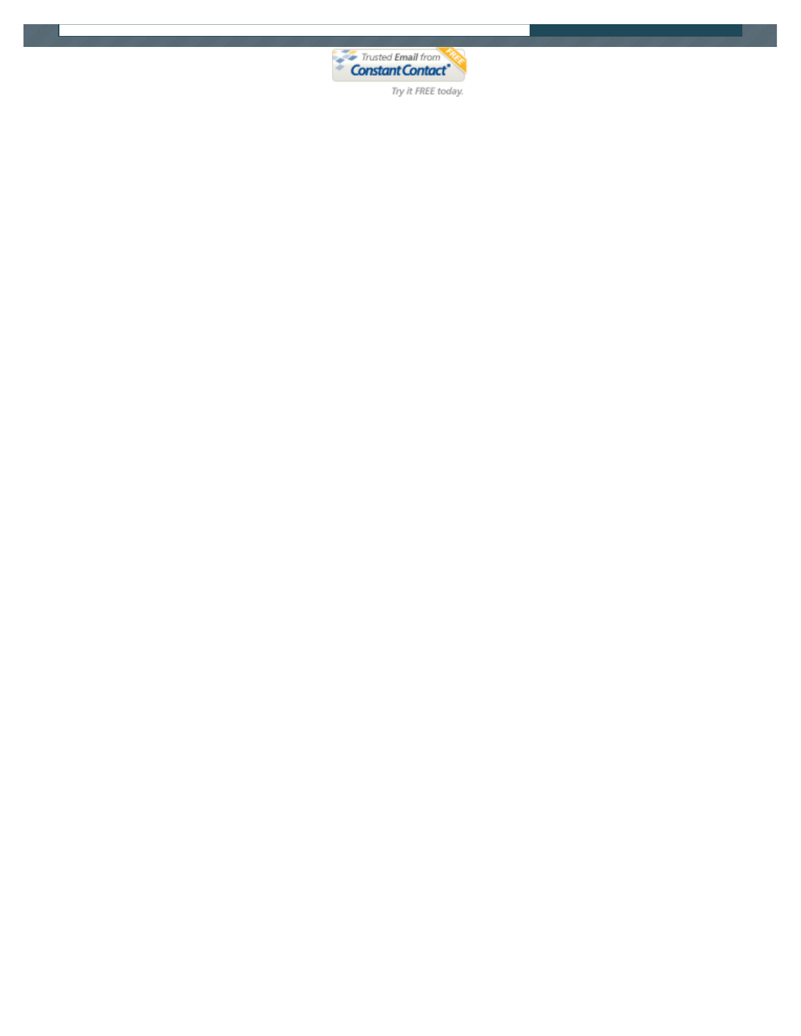Trusted Email from Constant Contact

FREE

Try it FREE today.